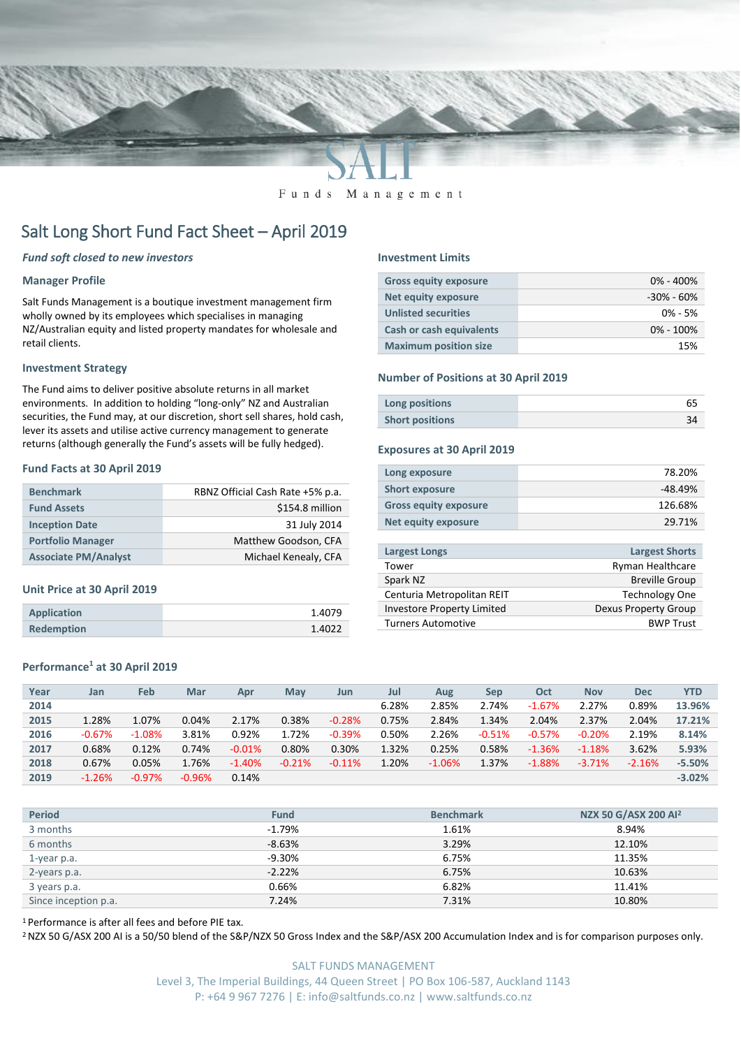SALT
Funds Management

# Salt Long Short Fund Fact Sheet – April 2019

*Fund soft closed to new investors*

### Manager Profile

Salt Funds Management is a boutique investment management firm wholly owned by its employees which specialises in managing NZ/Australian equity and listed property mandates for wholesale and retail clients.

### Investment Strategy

The Fund aims to deliver positive absolute returns in all market environments. In addition to holding "long-only" NZ and Australian securities, the Fund may, at our discretion, short sell shares, hold cash, lever its assets and utilise active currency management to generate returns (although generally the Fund's assets will be fully hedged).

### Fund Facts at 30 April 2019

| | |
|---|---|
| Benchmark | RBNZ Official Cash Rate +5% p.a. |
| Fund Assets | $154.8 million |
| Inception Date | 31 July 2014 |
| Portfolio Manager | Matthew Goodson, CFA |
| Associate PM/Analyst | Michael Kenealy, CFA |

### Unit Price at 30 April 2019

| | |
|---|---|
| Application | 1.4079 |
| Redemption | 1.4022 |

### Investment Limits

| | |
|---|---|
| Gross equity exposure | 0% - 400% |
| Net equity exposure | -30% - 60% |
| Unlisted securities | 0% - 5% |
| Cash or cash equivalents | 0% - 100% |
| Maximum position size | 15% |

### Number of Positions at 30 April 2019

| | |
|---|---|
| Long positions | 65 |
| Short positions | 34 |

### Exposures at 30 April 2019

| | |
|---|---|
| Long exposure | 78.20% |
| Short exposure | -48.49% |
| Gross equity exposure | 126.68% |
| Net equity exposure | 29.71% |

| Largest Longs | Largest Shorts |
|---|---|
| Tower | Ryman Healthcare |
| Spark NZ | Breville Group |
| Centuria Metropolitan REIT | Technology One |
| Investore Property Limited | Dexus Property Group |
| Turners Automotive | BWP Trust |

### Performance[1] at 30 April 2019

| Year | Jan | Feb | Mar | Apr | May | Jun | Jul | Aug | Sep | Oct | Nov | Dec | YTD |
|---|---|---|---|---|---|---|---|---|---|---|---|---|---|
| 2014 | | | | | | | 6.28% | 2.85% | 2.74% | -1.67% | 2.27% | 0.89% | 13.96% |
| 2015 | 1.28% | 1.07% | 0.04% | 2.17% | 0.38% | -0.28% | 0.75% | 2.84% | 1.34% | 2.04% | 2.37% | 2.04% | 17.21% |
| 2016 | -0.67% | -1.08% | 3.81% | 0.92% | 1.72% | -0.39% | 0.50% | 2.26% | -0.51% | -0.57% | -0.20% | 2.19% | 8.14% |
| 2017 | 0.68% | 0.12% | 0.74% | -0.01% | 0.80% | 0.30% | 1.32% | 0.25% | 0.58% | -1.36% | -1.18% | 3.62% | 5.93% |
| 2018 | 0.67% | 0.05% | 1.76% | -1.40% | -0.21% | -0.11% | 1.20% | -1.06% | 1.37% | -1.88% | -3.71% | -2.16% | -5.50% |
| 2019 | -1.26% | -0.97% | -0.96% | 0.14% | | | | | | | | | -3.02% |

| Period | Fund | Benchmark | NZX 50 G/ASX 200 AI[2] |
|---|---|---|---|
| 3 months | -1.79% | 1.61% | 8.94% |
| 6 months | -8.63% | 3.29% | 12.10% |
| 1-year p.a. | -9.30% | 6.75% | 11.35% |
| 2-years p.a. | -2.22% | 6.75% | 10.63% |
| 3 years p.a. | 0.66% | 6.82% | 11.41% |
| Since inception p.a. | 7.24% | 7.31% | 10.80% |

[1] Performance is after all fees and before PIE tax.

[2] NZX 50 G/ASX 200 AI is a 50/50 blend of the S&P/NZX 50 Gross Index and the S&P/ASX 200 Accumulation Index and is for comparison purposes only.

SALT FUNDS MANAGEMENT
Level 3, The Imperial Buildings, 44 Queen Street | PO Box 106-587, Auckland 1143
P: +64 9 967 7276 | E: info@saltfunds.co.nz | www.saltfunds.co.nz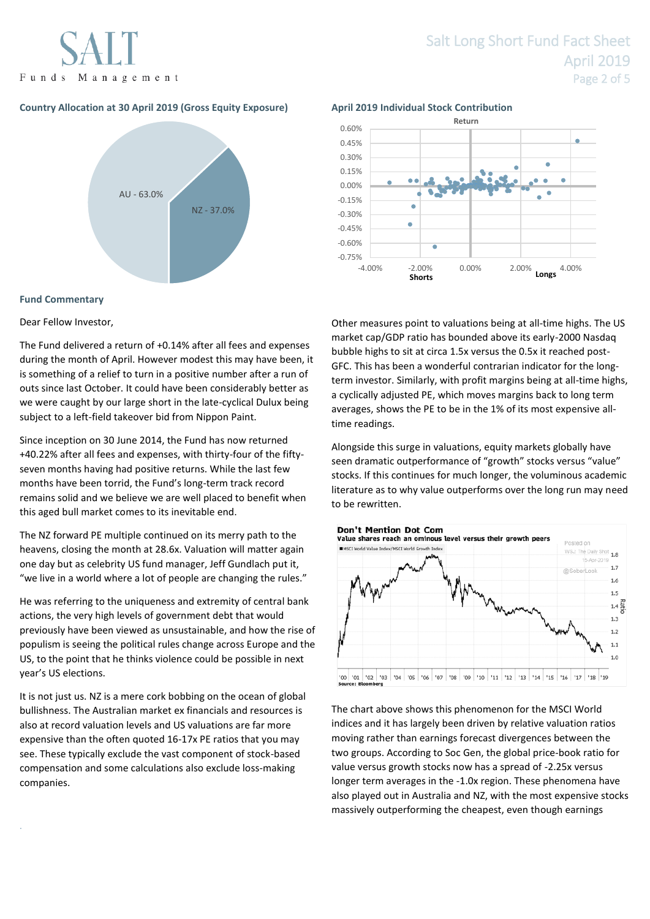### Country Allocation at 30 April 2019 (Gross Equity Exposure)

AU - 63.0%

NZ - 37.0%

### April 2019 Individual Stock Contribution

Return

0.60%
0.45%
0.30%
0.15%
0.00%
-0.15%
-0.30%
-0.45%
-0.60%
-0.75%

-4.00% -2.00% 0.00% 2.00% 4.00%

Shorts Longs

### Fund Commentary

Dear Fellow Investor,

The Fund delivered a return of +0.14% after all fees and expenses during the month of April. However modest this may have been, it is something of a relief to turn in a positive number after a run of outs since last October. It could have been considerably better as we were caught by our large short in the late-cyclical Dulux being subject to a left-field takeover bid from Nippon Paint.

Since inception on 30 June 2014, the Fund has now returned +40.22% after all fees and expenses, with thirty-four of the fifty-seven months having had positive returns. While the last few months have been torrid, the Fund's long-term track record remains solid and we believe we are well placed to benefit when this aged bull market comes to its inevitable end.

The NZ forward PE multiple continued on its merry path to the heavens, closing the month at 28.6x. Valuation will matter again one day but as celebrity US fund manager, Jeff Gundlach put it, "we live in a world where a lot of people are changing the rules."

He was referring to the uniqueness and extremity of central bank actions, the very high levels of government debt that would previously have been viewed as unsustainable, and how the rise of populism is seeing the political rules change across Europe and the US, to the point that he thinks violence could be possible in next year's US elections.

It is not just us. NZ is a mere cork bobbing on the ocean of global bullishness. The Australian market ex financials and resources is also at record valuation levels and US valuations are far more expensive than the often quoted 16-17x PE ratios that you may see. These typically exclude the vast component of stock-based compensation and some calculations also exclude loss-making companies.

Other measures point to valuations being at all-time highs. The US market cap/GDP ratio has bounded above its early-2000 Nasdaq bubble highs to sit at circa 1.5x versus the 0.5x it reached post-GFC. This has been a wonderful contrarian indicator for the long-term investor. Similarly, with profit margins being at all-time highs, a cyclically adjusted PE, which moves margins back to long term averages, shows the PE to be in the 1% of its most expensive all-time readings.

Alongside this surge in valuations, equity markets globally have seen dramatic outperformance of "growth" stocks versus "value" stocks. If this continues for much longer, the voluminous academic literature as to why value outperforms over the long run may need to be rewritten.

**Don't Mention Dot Com**
Value shares reach an ominous level versus their growth peers

MSCI World Value Index/MSCI World Growth Index

Posted on WSJ The Daily Shot 15-Apr-2019

@SoberLook

1.8
1.7
1.6
1.5
1.4
1.3
1.2
1.1
1.0

Ratio

'00 '01 '02 '03 '04 '05 '06 '07 '08 '09 '10 '11 '12 '13 '14 '15 '16 '17 '18 '19

Source: Bloomberg

The chart above shows this phenomenon for the MSCI World indices and it has largely been driven by relative valuation ratios moving rather than earnings forecast divergences between the two groups. According to Soc Gen, the global price-book ratio for value versus growth stocks now has a spread of -2.25x versus longer term averages in the -1.0x region. These phenomena have also played out in Australia and NZ, with the most expensive stocks massively outperforming the cheapest, even though earnings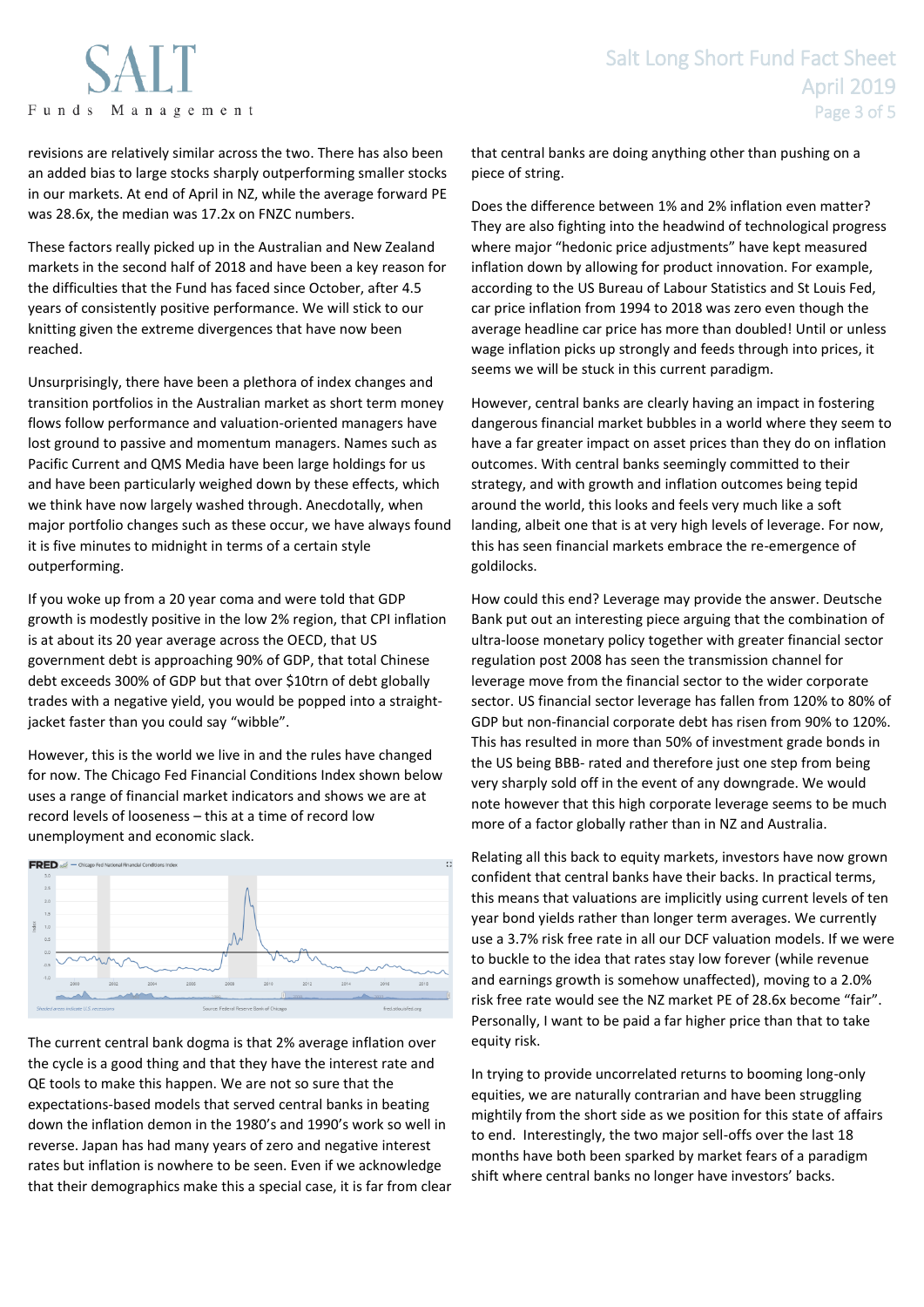revisions are relatively similar across the two. There has also been an added bias to large stocks sharply outperforming smaller stocks in our markets. At end of April in NZ, while the average forward PE was 28.6x, the median was 17.2x on FNZC numbers.

These factors really picked up in the Australian and New Zealand markets in the second half of 2018 and have been a key reason for the difficulties that the Fund has faced since October, after 4.5 years of consistently positive performance. We will stick to our knitting given the extreme divergences that have now been reached.

Unsurprisingly, there have been a plethora of index changes and transition portfolios in the Australian market as short term money flows follow performance and valuation-oriented managers have lost ground to passive and momentum managers. Names such as Pacific Current and QMS Media have been large holdings for us and have been particularly weighed down by these effects, which we think have now largely washed through. Anecdotally, when major portfolio changes such as these occur, we have always found it is five minutes to midnight in terms of a certain style outperforming.

If you woke up from a 20 year coma and were told that GDP growth is modestly positive in the low 2% region, that CPI inflation is at about its 20 year average across the OECD, that US government debt is approaching 90% of GDP, that total Chinese debt exceeds 300% of GDP but that over $10trn of debt globally trades with a negative yield, you would be popped into a straight-jacket faster than you could say "wibble".

However, this is the world we live in and the rules have changed for now. The Chicago Fed Financial Conditions Index shown below uses a range of financial market indicators and shows we are at record levels of looseness – this at a time of record low unemployment and economic slack.

FRED — Chicago Fed National Financial Conditions Index

Shaded areas indicate U.S. recessions

Source: Federal Reserve Bank of Chicago

fred.stlouisfed.org

The current central bank dogma is that 2% average inflation over the cycle is a good thing and that they have the interest rate and QE tools to make this happen. We are not so sure that the expectations-based models that served central banks in beating down the inflation demon in the 1980's and 1990's work so well in reverse. Japan has had many years of zero and negative interest rates but inflation is nowhere to be seen. Even if we acknowledge that their demographics make this a special case, it is far from clear that central banks are doing anything other than pushing on a piece of string.

Does the difference between 1% and 2% inflation even matter? They are also fighting into the headwind of technological progress where major "hedonic price adjustments" have kept measured inflation down by allowing for product innovation. For example, according to the US Bureau of Labour Statistics and St Louis Fed, car price inflation from 1994 to 2018 was zero even though the average headline car price has more than doubled! Until or unless wage inflation picks up strongly and feeds through into prices, it seems we will be stuck in this current paradigm.

However, central banks are clearly having an impact in fostering dangerous financial market bubbles in a world where they seem to have a far greater impact on asset prices than they do on inflation outcomes. With central banks seemingly committed to their strategy, and with growth and inflation outcomes being tepid around the world, this looks and feels very much like a soft landing, albeit one that is at very high levels of leverage. For now, this has seen financial markets embrace the re-emergence of goldilocks.

How could this end? Leverage may provide the answer. Deutsche Bank put out an interesting piece arguing that the combination of ultra-loose monetary policy together with greater financial sector regulation post 2008 has seen the transmission channel for leverage move from the financial sector to the wider corporate sector. US financial sector leverage has fallen from 120% to 80% of GDP but non-financial corporate debt has risen from 90% to 120%. This has resulted in more than 50% of investment grade bonds in the US being BBB- rated and therefore just one step from being very sharply sold off in the event of any downgrade. We would note however that this high corporate leverage seems to be much more of a factor globally rather than in NZ and Australia.

Relating all this back to equity markets, investors have now grown confident that central banks have their backs. In practical terms, this means that valuations are implicitly using current levels of ten year bond yields rather than longer term averages. We currently use a 3.7% risk free rate in all our DCF valuation models. If we were to buckle to the idea that rates stay low forever (while revenue and earnings growth is somehow unaffected), moving to a 2.0% risk free rate would see the NZ market PE of 28.6x become "fair". Personally, I want to be paid a far higher price than that to take equity risk.

In trying to provide uncorrelated returns to booming long-only equities, we are naturally contrarian and have been struggling mightily from the short side as we position for this state of affairs to end. Interestingly, the two major sell-offs over the last 18 months have both been sparked by market fears of a paradigm shift where central banks no longer have investors' backs.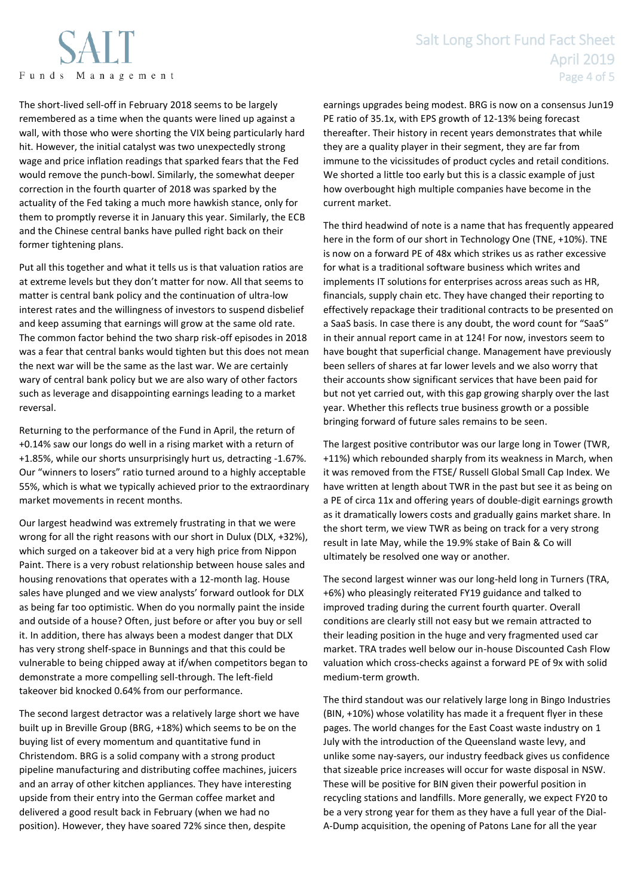The short-lived sell-off in February 2018 seems to be largely remembered as a time when the quants were lined up against a wall, with those who were shorting the VIX being particularly hard hit. However, the initial catalyst was two unexpectedly strong wage and price inflation readings that sparked fears that the Fed would remove the punch-bowl. Similarly, the somewhat deeper correction in the fourth quarter of 2018 was sparked by the actuality of the Fed taking a much more hawkish stance, only for them to promptly reverse it in January this year. Similarly, the ECB and the Chinese central banks have pulled right back on their former tightening plans.

Put all this together and what it tells us is that valuation ratios are at extreme levels but they don't matter for now. All that seems to matter is central bank policy and the continuation of ultra-low interest rates and the willingness of investors to suspend disbelief and keep assuming that earnings will grow at the same old rate. The common factor behind the two sharp risk-off episodes in 2018 was a fear that central banks would tighten but this does not mean the next war will be the same as the last war. We are certainly wary of central bank policy but we are also wary of other factors such as leverage and disappointing earnings leading to a market reversal.

Returning to the performance of the Fund in April, the return of +0.14% saw our longs do well in a rising market with a return of +1.85%, while our shorts unsurprisingly hurt us, detracting -1.67%. Our "winners to losers" ratio turned around to a highly acceptable 55%, which is what we typically achieved prior to the extraordinary market movements in recent months.

Our largest headwind was extremely frustrating in that we were wrong for all the right reasons with our short in Dulux (DLX, +32%), which surged on a takeover bid at a very high price from Nippon Paint. There is a very robust relationship between house sales and housing renovations that operates with a 12-month lag. House sales have plunged and we view analysts' forward outlook for DLX as being far too optimistic. When do you normally paint the inside and outside of a house? Often, just before or after you buy or sell it. In addition, there has always been a modest danger that DLX has very strong shelf-space in Bunnings and that this could be vulnerable to being chipped away at if/when competitors began to demonstrate a more compelling sell-through. The left-field takeover bid knocked 0.64% from our performance.

The second largest detractor was a relatively large short we have built up in Breville Group (BRG, +18%) which seems to be on the buying list of every momentum and quantitative fund in Christendom. BRG is a solid company with a strong product pipeline manufacturing and distributing coffee machines, juicers and an array of other kitchen appliances. They have interesting upside from their entry into the German coffee market and delivered a good result back in February (when we had no position). However, they have soared 72% since then, despite earnings upgrades being modest. BRG is now on a consensus Jun19 PE ratio of 35.1x, with EPS growth of 12-13% being forecast thereafter. Their history in recent years demonstrates that while they are a quality player in their segment, they are far from immune to the vicissitudes of product cycles and retail conditions. We shorted a little too early but this is a classic example of just how overbought high multiple companies have become in the current market.

The third headwind of note is a name that has frequently appeared here in the form of our short in Technology One (TNE, +10%). TNE is now on a forward PE of 48x which strikes us as rather excessive for what is a traditional software business which writes and implements IT solutions for enterprises across areas such as HR, financials, supply chain etc. They have changed their reporting to effectively repackage their traditional contracts to be presented on a SaaS basis. In case there is any doubt, the word count for "SaaS" in their annual report came in at 124! For now, investors seem to have bought that superficial change. Management have previously been sellers of shares at far lower levels and we also worry that their accounts show significant services that have been paid for but not yet carried out, with this gap growing sharply over the last year. Whether this reflects true business growth or a possible bringing forward of future sales remains to be seen.

The largest positive contributor was our large long in Tower (TWR, +11%) which rebounded sharply from its weakness in March, when it was removed from the FTSE/ Russell Global Small Cap Index. We have written at length about TWR in the past but see it as being on a PE of circa 11x and offering years of double-digit earnings growth as it dramatically lowers costs and gradually gains market share. In the short term, we view TWR as being on track for a very strong result in late May, while the 19.9% stake of Bain & Co will ultimately be resolved one way or another.

The second largest winner was our long-held long in Turners (TRA, +6%) who pleasingly reiterated FY19 guidance and talked to improved trading during the current fourth quarter. Overall conditions are clearly still not easy but we remain attracted to their leading position in the huge and very fragmented used car market. TRA trades well below our in-house Discounted Cash Flow valuation which cross-checks against a forward PE of 9x with solid medium-term growth.

The third standout was our relatively large long in Bingo Industries (BIN, +10%) whose volatility has made it a frequent flyer in these pages. The world changes for the East Coast waste industry on 1 July with the introduction of the Queensland waste levy, and unlike some nay-sayers, our industry feedback gives us confidence that sizeable price increases will occur for waste disposal in NSW. These will be positive for BIN given their powerful position in recycling stations and landfills. More generally, we expect FY20 to be a very strong year for them as they have a full year of the Dial-A-Dump acquisition, the opening of Patons Lane for all the year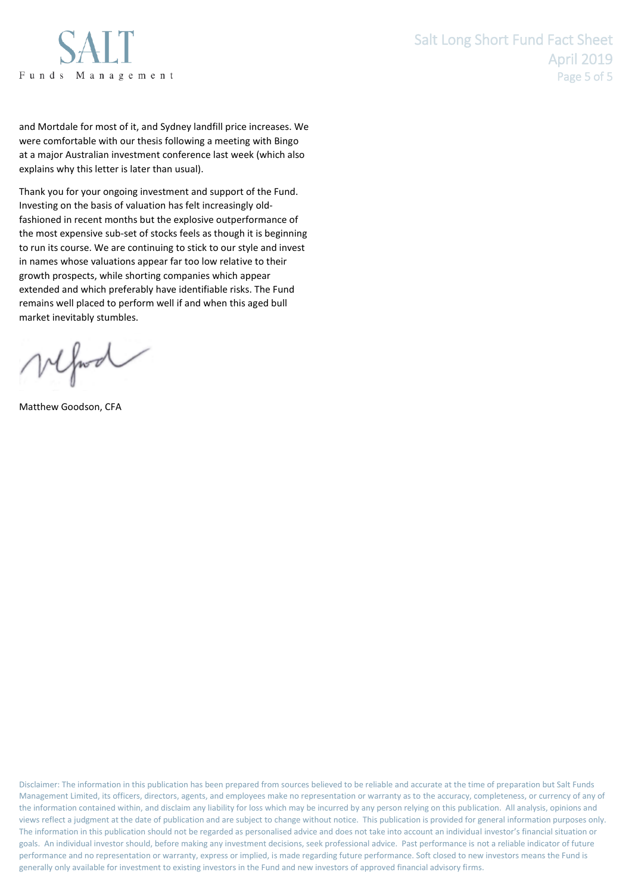and Mortdale for most of it, and Sydney landfill price increases. We were comfortable with our thesis following a meeting with Bingo at a major Australian investment conference last week (which also explains why this letter is later than usual).

Thank you for your ongoing investment and support of the Fund. Investing on the basis of valuation has felt increasingly old-fashioned in recent months but the explosive outperformance of the most expensive sub-set of stocks feels as though it is beginning to run its course. We are continuing to stick to our style and invest in names whose valuations appear far too low relative to their growth prospects, while shorting companies which appear extended and which preferably have identifiable risks. The Fund remains well placed to perform well if and when this aged bull market inevitably stumbles.

Matthew Goodson, CFA

Disclaimer: The information in this publication has been prepared from sources believed to be reliable and accurate at the time of preparation but Salt Funds Management Limited, its officers, directors, agents, and employees make no representation or warranty as to the accuracy, completeness, or currency of any of the information contained within, and disclaim any liability for loss which may be incurred by any person relying on this publication. All analysis, opinions and views reflect a judgment at the date of publication and are subject to change without notice. This publication is provided for general information purposes only. The information in this publication should not be regarded as personalised advice and does not take into account an individual investor's financial situation or goals. An individual investor should, before making any investment decisions, seek professional advice. Past performance is not a reliable indicator of future performance and no representation or warranty, express or implied, is made regarding future performance. Soft closed to new investors means the Fund is generally only available for investment to existing investors in the Fund and new investors of approved financial advisory firms.